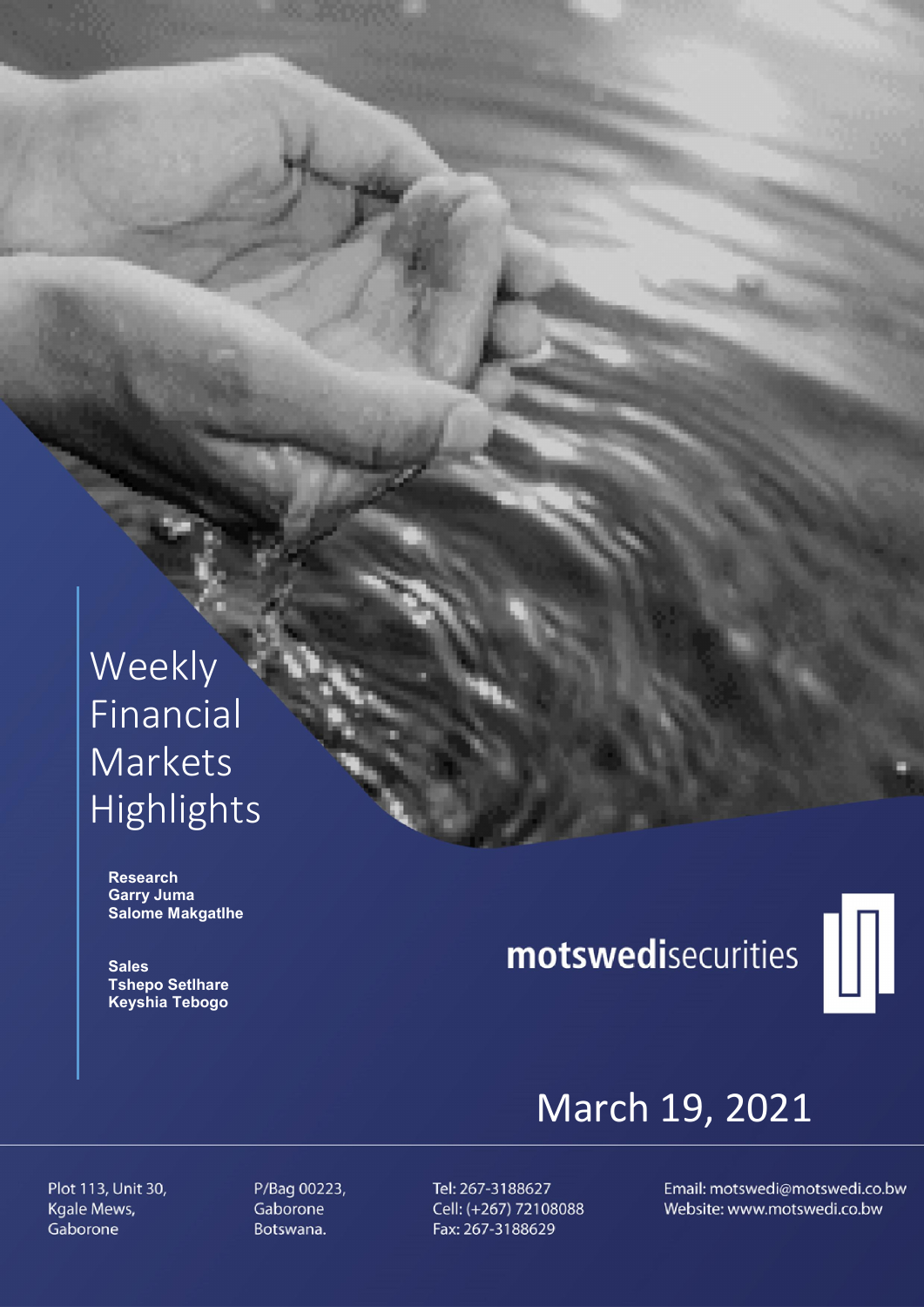# Weekly Financial Markets Highlights

**Research**
**Garry Juma**
**Salome Makgatlhe**

**Sales**
**Tshepo Setlhare**
**Keyshia Tebogo**

**motswedi**securities

March 19, 2021

Plot 113, Unit 30,
Kgale Mews,
Gaborone

P/Bag 00223,
Gaborone
Botswana.

Tel: 267-3188627
Cell: (+267) 72108088
Fax: 267-3188629

Email: motswedi@motswedi.co.bw
Website: www.motswedi.co.bw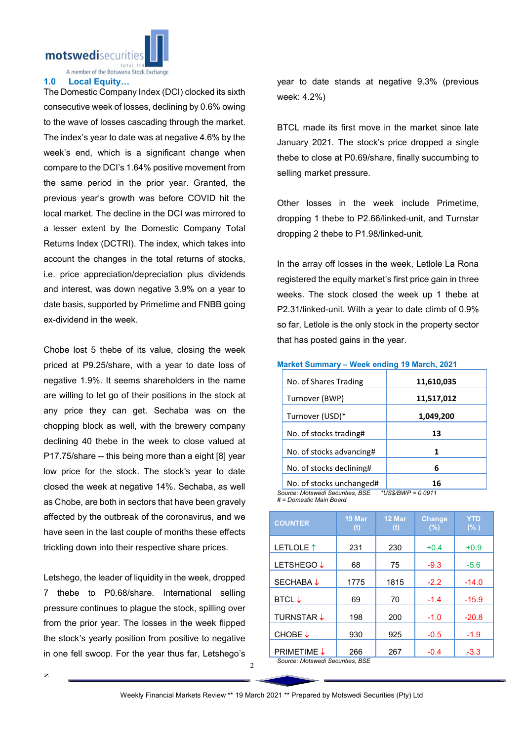## 1.0 Local Equity…

The Domestic Company Index (DCI) clocked its sixth consecutive week of losses, declining by 0.6% owing to the wave of losses cascading through the market. The index's year to date was at negative 4.6% by the week's end, which is a significant change when compare to the DCI's 1.64% positive movement from the same period in the prior year. Granted, the previous year's growth was before COVID hit the local market. The decline in the DCI was mirrored to a lesser extent by the Domestic Company Total Returns Index (DCTRI). The index, which takes into account the changes in the total returns of stocks, i.e. price appreciation/depreciation plus dividends and interest, was down negative 3.9% on a year to date basis, supported by Primetime and FNBB going ex-dividend in the week.

Chobe lost 5 thebe of its value, closing the week priced at P9.25/share, with a year to date loss of negative 1.9%. It seems shareholders in the name are willing to let go of their positions in the stock at any price they can get. Sechaba was on the chopping block as well, with the brewery company declining 40 thebe in the week to close valued at P17.75/share -- this being more than a eight [8] year low price for the stock. The stock's year to date closed the week at negative 14%. Sechaba, as well as Chobe, are both in sectors that have been gravely affected by the outbreak of the coronavirus, and we have seen in the last couple of months these effects trickling down into their respective share prices.

Letshego, the leader of liquidity in the week, dropped 7 thebe to P0.68/share. International selling pressure continues to plague the stock, spilling over from the prior year. The losses in the week flipped the stock's yearly position from positive to negative in one fell swoop. For the year thus far, Letshego's year to date stands at negative 9.3% (previous week: 4.2%)

BTCL made its first move in the market since late January 2021. The stock's price dropped a single thebe to close at P0.69/share, finally succumbing to selling market pressure.

Other losses in the week include Primetime, dropping 1 thebe to P2.66/linked-unit, and Turnstar dropping 2 thebe to P1.98/linked-unit,

In the array off losses in the week, Letlole La Rona registered the equity market's first price gain in three weeks. The stock closed the week up 1 thebe at P2.31/linked-unit. With a year to date climb of 0.9% so far, Letlole is the only stock in the property sector that has posted gains in the year.

**Market Summary – Week ending 19 March, 2021**

| | |
|---|---|
| No. of Shares Trading | 11,610,035 |
| Turnover (BWP) | 11,517,012 |
| Turnover (USD)* | 1,049,200 |
| No. of stocks trading# | 13 |
| No. of stocks advancing# | 1 |
| No. of stocks declining# | 6 |
| No. of stocks unchanged# | 16 |

*Source: Motswedi Securities, BSE* *\*US$/BWP = 0.0911*
*# = Domestic Main Board*

| COUNTER | 19 Mar (t) | 12 Mar (t) | Change (%) | YTD (%) |
|---|---|---|---|---|
| LETLOLE ↑ | 231 | 230 | +0.4 | +0.9 |
| LETSHEGO ↓ | 68 | 75 | -9.3 | -5.6 |
| SECHABA ↓ | 1775 | 1815 | -2.2 | -14.0 |
| BTCL ↓ | 69 | 70 | -1.4 | -15.9 |
| TURNSTAR ↓ | 198 | 200 | -1.0 | -20.8 |
| CHOBE ↓ | 930 | 925 | -0.5 | -1.9 |
| PRIMETIME ↓ | 266 | 267 | -0.4 | -3.3 |

*Source: Motswedi Securities, BSE*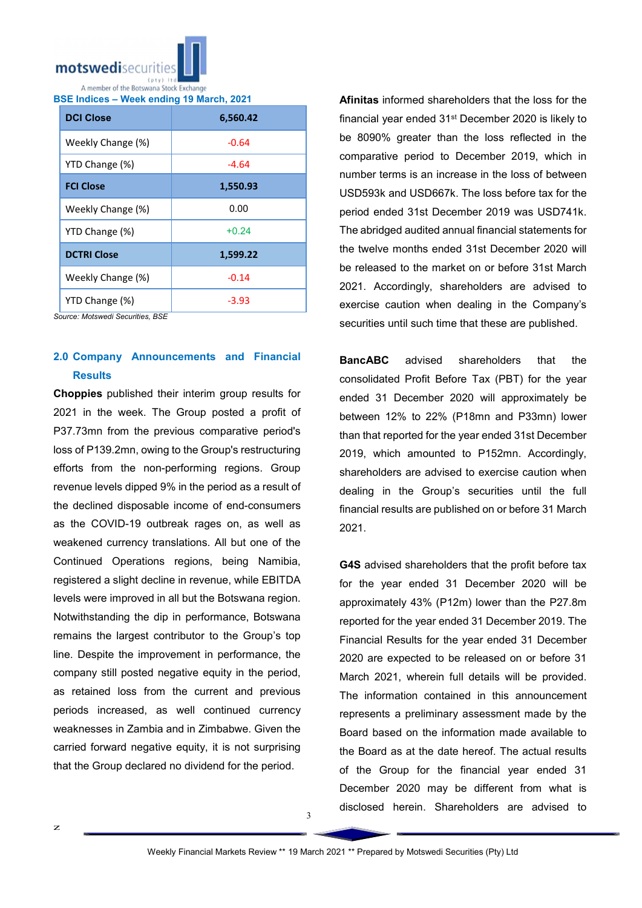**BSE Indices – Week ending 19 March, 2021**

| DCI Close | 6,560.42 |
|---|---|
| Weekly Change (%) | -0.64 |
| YTD Change (%) | -4.64 |
| **FCI Close** | **1,550.93** |
| Weekly Change (%) | 0.00 |
| YTD Change (%) | +0.24 |
| **DCTRI Close** | **1,599.22** |
| Weekly Change (%) | -0.14 |
| YTD Change (%) | -3.93 |

*Source: Motswedi Securities, BSE*

## 2.0 Company Announcements and Financial Results

**Choppies** published their interim group results for 2021 in the week. The Group posted a profit of P37.73mn from the previous comparative period's loss of P139.2mn, owing to the Group's restructuring efforts from the non-performing regions. Group revenue levels dipped 9% in the period as a result of the declined disposable income of end-consumers as the COVID-19 outbreak rages on, as well as weakened currency translations. All but one of the Continued Operations regions, being Namibia, registered a slight decline in revenue, while EBITDA levels were improved in all but the Botswana region. Notwithstanding the dip in performance, Botswana remains the largest contributor to the Group's top line. Despite the improvement in performance, the company still posted negative equity in the period, as retained loss from the current and previous periods increased, as well continued currency weaknesses in Zambia and in Zimbabwe. Given the carried forward negative equity, it is not surprising that the Group declared no dividend for the period.

**Afinitas** informed shareholders that the loss for the financial year ended 31st December 2020 is likely to be 8090% greater than the loss reflected in the comparative period to December 2019, which in number terms is an increase in the loss of between USD593k and USD667k. The loss before tax for the period ended 31st December 2019 was USD741k. The abridged audited annual financial statements for the twelve months ended 31st December 2020 will be released to the market on or before 31st March 2021. Accordingly, shareholders are advised to exercise caution when dealing in the Company's securities until such time that these are published.

**BancABC** advised shareholders that the consolidated Profit Before Tax (PBT) for the year ended 31 December 2020 will approximately be between 12% to 22% (P18mn and P33mn) lower than that reported for the year ended 31st December 2019, which amounted to P152mn. Accordingly, shareholders are advised to exercise caution when dealing in the Group's securities until the full financial results are published on or before 31 March 2021.

**G4S** advised shareholders that the profit before tax for the year ended 31 December 2020 will be approximately 43% (P12m) lower than the P27.8m reported for the year ended 31 December 2019. The Financial Results for the year ended 31 December 2020 are expected to be released on or before 31 March 2021, wherein full details will be provided. The information contained in this announcement represents a preliminary assessment made by the Board based on the information made available to the Board as at the date hereof. The actual results of the Group for the financial year ended 31 December 2020 may be different from what is disclosed herein. Shareholders are advised to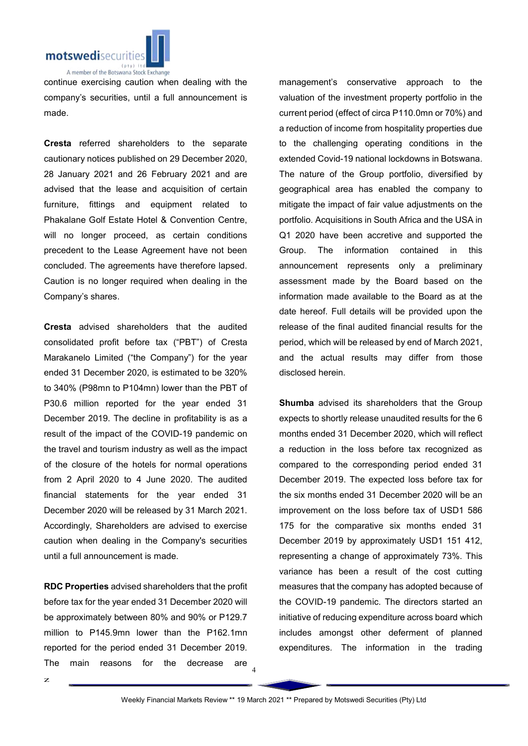continue exercising caution when dealing with the company's securities, until a full announcement is made.

**Cresta** referred shareholders to the separate cautionary notices published on 29 December 2020, 28 January 2021 and 26 February 2021 and are advised that the lease and acquisition of certain furniture, fittings and equipment related to Phakalane Golf Estate Hotel & Convention Centre, will no longer proceed, as certain conditions precedent to the Lease Agreement have not been concluded. The agreements have therefore lapsed. Caution is no longer required when dealing in the Company's shares.

**Cresta** advised shareholders that the audited consolidated profit before tax ("PBT") of Cresta Marakanelo Limited ("the Company") for the year ended 31 December 2020, is estimated to be 320% to 340% (P98mn to P104mn) lower than the PBT of P30.6 million reported for the year ended 31 December 2019. The decline in profitability is as a result of the impact of the COVID-19 pandemic on the travel and tourism industry as well as the impact of the closure of the hotels for normal operations from 2 April 2020 to 4 June 2020. The audited financial statements for the year ended 31 December 2020 will be released by 31 March 2021. Accordingly, Shareholders are advised to exercise caution when dealing in the Company's securities until a full announcement is made.

**RDC Properties** advised shareholders that the profit before tax for the year ended 31 December 2020 will be approximately between 80% and 90% or P129.7 million to P145.9mn lower than the P162.1mn reported for the period ended 31 December 2019. The main reasons for the decrease are management's conservative approach to the valuation of the investment property portfolio in the current period (effect of circa P110.0mn or 70%) and a reduction of income from hospitality properties due to the challenging operating conditions in the extended Covid-19 national lockdowns in Botswana. The nature of the Group portfolio, diversified by geographical area has enabled the company to mitigate the impact of fair value adjustments on the portfolio. Acquisitions in South Africa and the USA in Q1 2020 have been accretive and supported the Group. The information contained in this announcement represents only a preliminary assessment made by the Board based on the information made available to the Board as at the date hereof. Full details will be provided upon the release of the final audited financial results for the period, which will be released by end of March 2021, and the actual results may differ from those disclosed herein.

**Shumba** advised its shareholders that the Group expects to shortly release unaudited results for the 6 months ended 31 December 2020, which will reflect a reduction in the loss before tax recognized as compared to the corresponding period ended 31 December 2019. The expected loss before tax for the six months ended 31 December 2020 will be an improvement on the loss before tax of USD1 586 175 for the comparative six months ended 31 December 2019 by approximately USD1 151 412, representing a change of approximately 73%. This variance has been a result of the cost cutting measures that the company has adopted because of the COVID-19 pandemic. The directors started an initiative of reducing expenditure across board which includes amongst other deferment of planned expenditures. The information in the trading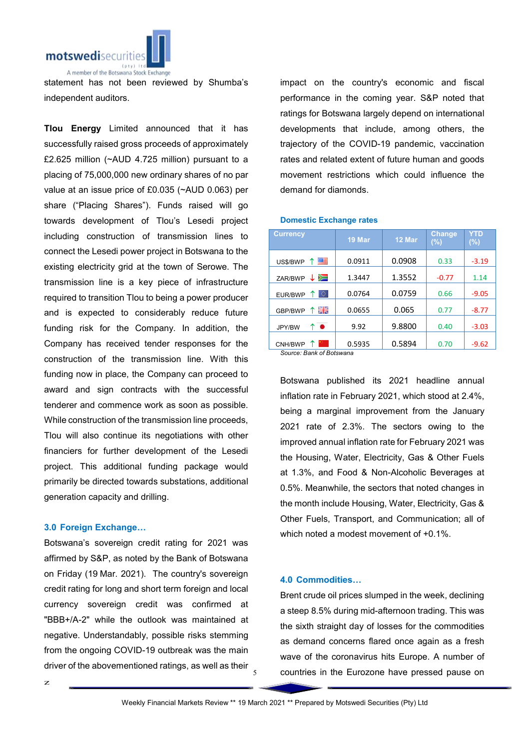statement has not been reviewed by Shumba's independent auditors.

**Tlou Energy** Limited announced that it has successfully raised gross proceeds of approximately £2.625 million (~AUD 4.725 million) pursuant to a placing of 75,000,000 new ordinary shares of no par value at an issue price of £0.035 (~AUD 0.063) per share ("Placing Shares"). Funds raised will go towards development of Tlou's Lesedi project including construction of transmission lines to connect the Lesedi power project in Botswana to the existing electricity grid at the town of Serowe. The transmission line is a key piece of infrastructure required to transition Tlou to being a power producer and is expected to considerably reduce future funding risk for the Company. In addition, the Company has received tender responses for the construction of the transmission line. With this funding now in place, the Company can proceed to award and sign contracts with the successful tenderer and commence work as soon as possible. While construction of the transmission line proceeds, Tlou will also continue its negotiations with other financiers for further development of the Lesedi project. This additional funding package would primarily be directed towards substations, additional generation capacity and drilling.

## 3.0 Foreign Exchange…

Botswana's sovereign credit rating for 2021 was affirmed by S&P, as noted by the Bank of Botswana on Friday (19 Mar. 2021). The country's sovereign credit rating for long and short term foreign and local currency sovereign credit was confirmed at "BBB+/A-2" while the outlook was maintained at negative. Understandably, possible risks stemming from the ongoing COVID-19 outbreak was the main driver of the abovementioned ratings, as well as their impact on the country's economic and fiscal performance in the coming year. S&P noted that ratings for Botswana largely depend on international developments that include, among others, the trajectory of the COVID-19 pandemic, vaccination rates and related extent of future human and goods movement restrictions which could influence the demand for diamonds.

**Domestic Exchange rates**

| Currency | 19 Mar | 12 Mar | Change (%) | YTD (%) |
|---|---|---|---|---|
| US$/BWP ↑ | 0.0911 | 0.0908 | 0.33 | -3.19 |
| ZAR/BWP ↓ | 1.3447 | 1.3552 | -0.77 | 1.14 |
| EUR/BWP ↑ | 0.0764 | 0.0759 | 0.66 | -9.05 |
| GBP/BWP ↑ | 0.0655 | 0.065 | 0.77 | -8.77 |
| JPY/BW ↑ | 9.92 | 9.8800 | 0.40 | -3.03 |
| CNH/BWP ↑ | 0.5935 | 0.5894 | 0.70 | -9.62 |

*Source: Bank of Botswana*

Botswana published its 2021 headline annual inflation rate in February 2021, which stood at 2.4%, being a marginal improvement from the January 2021 rate of 2.3%. The sectors owing to the improved annual inflation rate for February 2021 was the Housing, Water, Electricity, Gas & Other Fuels at 1.3%, and Food & Non-Alcoholic Beverages at 0.5%. Meanwhile, the sectors that noted changes in the month include Housing, Water, Electricity, Gas & Other Fuels, Transport, and Communication; all of which noted a modest movement of +0.1%.

## 4.0 Commodities…

Brent crude oil prices slumped in the week, declining a steep 8.5% during mid-afternoon trading. This was the sixth straight day of losses for the commodities as demand concerns flared once again as a fresh wave of the coronavirus hits Europe. A number of countries in the Eurozone have pressed pause on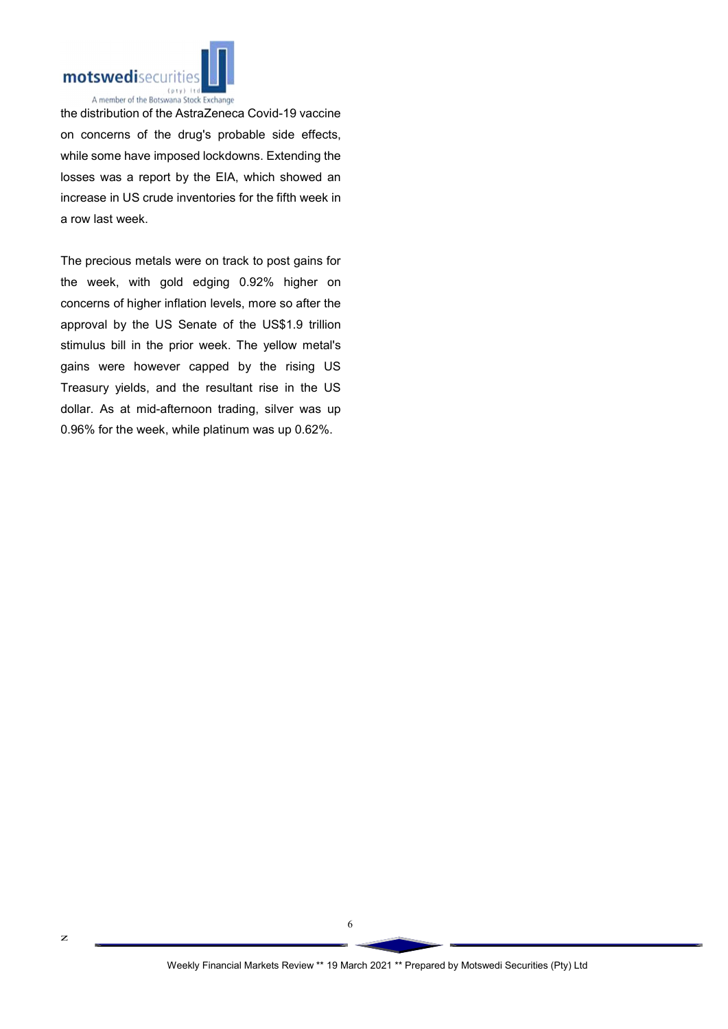the distribution of the AstraZeneca Covid-19 vaccine on concerns of the drug's probable side effects, while some have imposed lockdowns. Extending the losses was a report by the EIA, which showed an increase in US crude inventories for the fifth week in a row last week.

The precious metals were on track to post gains for the week, with gold edging 0.92% higher on concerns of higher inflation levels, more so after the approval by the US Senate of the US$1.9 trillion stimulus bill in the prior week. The yellow metal's gains were however capped by the rising US Treasury yields, and the resultant rise in the US dollar. As at mid-afternoon trading, silver was up 0.96% for the week, while platinum was up 0.62%.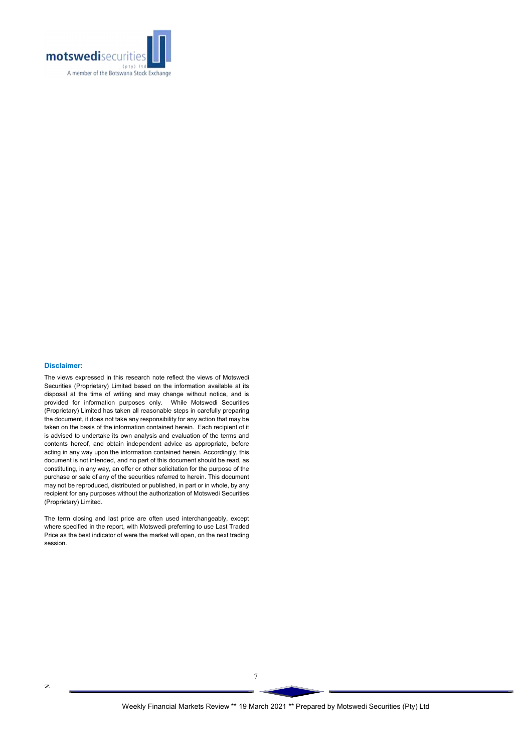**motswedisecurities** (pty) ltd
A member of the Botswana Stock Exchange

**Disclaimer:**

The views expressed in this research note reflect the views of Motswedi Securities (Proprietary) Limited based on the information available at its disposal at the time of writing and may change without notice, and is provided for information purposes only. While Motswedi Securities (Proprietary) Limited has taken all reasonable steps in carefully preparing the document, it does not take any responsibility for any action that may be taken on the basis of the information contained herein. Each recipient of it is advised to undertake its own analysis and evaluation of the terms and contents hereof, and obtain independent advice as appropriate, before acting in any way upon the information contained herein. Accordingly, this document is not intended, and no part of this document should be read, as constituting, in any way, an offer or other solicitation for the purpose of the purchase or sale of any of the securities referred to herein. This document may not be reproduced, distributed or published, in part or in whole, by any recipient for any purposes without the authorization of Motswedi Securities (Proprietary) Limited.

The term closing and last price are often used interchangeably, except where specified in the report, with Motswedi preferring to use Last Traded Price as the best indicator of were the market will open, on the next trading session.